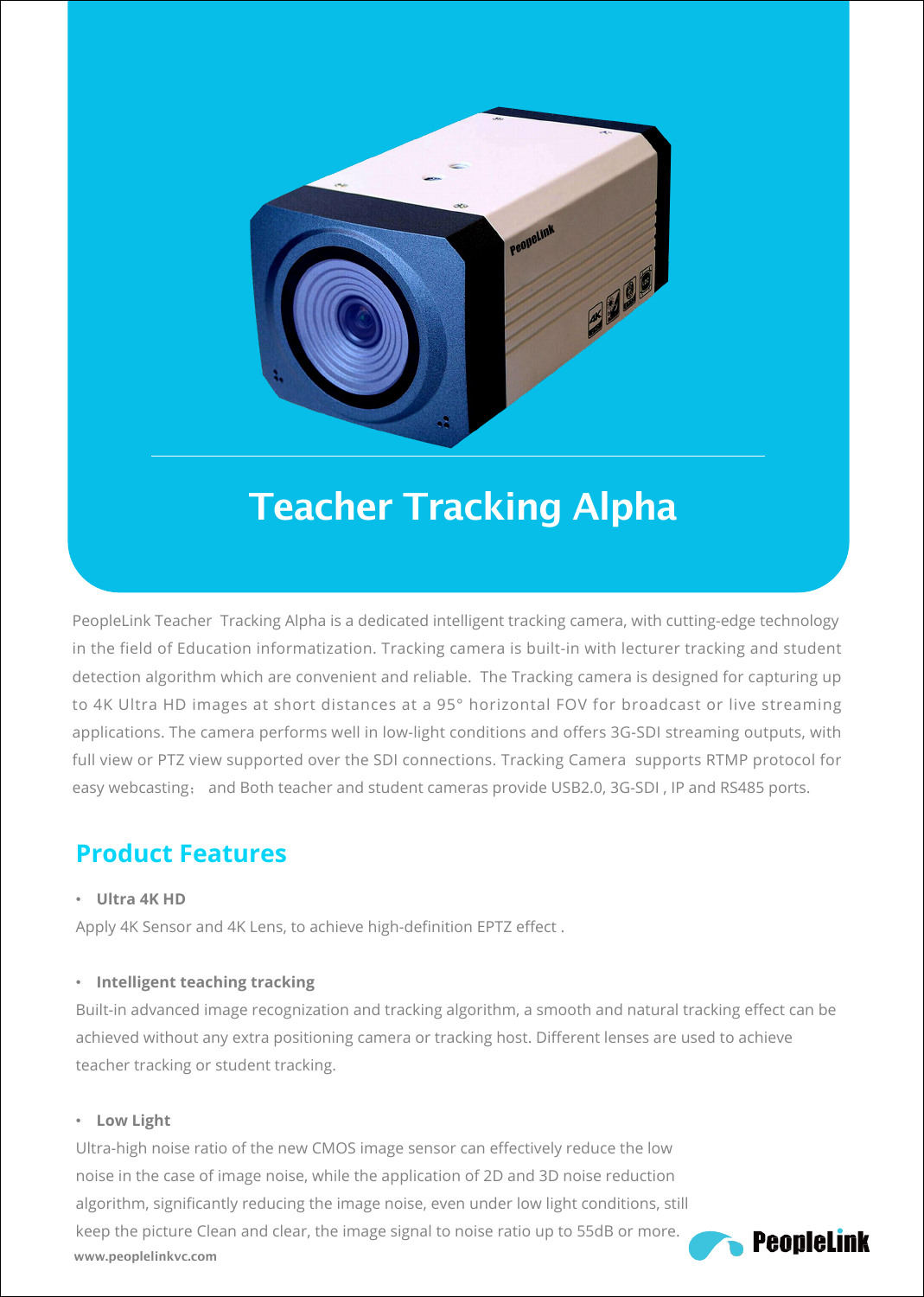# Teacher Tracking Alpha

PeopleLink Teacher  Tracking Alpha is a dedicated intelligent tracking camera, with cutting-edge technology in the field of Education informatization. Tracking camera is built-in with lecturer tracking and student detection algorithm which are convenient and reliable.  The Tracking camera is designed for capturing up to 4K Ultra HD images at short distances at a 95° horizontal FOV for broadcast or live streaming applications. The camera performs well in low-light conditions and offers 3G-SDI streaming outputs, with full view or PTZ view supported over the SDI connections. Tracking Camera  supports RTMP protocol for easy webcasting：  and Both teacher and student cameras provide USB2.0, 3G-SDI , IP and RS485 ports.

## Product Features

- **Ultra 4K HD**

Apply 4K Sensor and 4K Lens, to achieve high-definition EPTZ effect .

- **Intelligent teaching tracking**

Built-in advanced image recognization and tracking algorithm, a smooth and natural tracking effect can be achieved without any extra positioning camera or tracking host. Different lenses are used to achieve teacher tracking or student tracking.

- **Low Light**

Ultra-high noise ratio of the new CMOS image sensor can effectively reduce the low noise in the case of image noise, while the application of 2D and 3D noise reduction algorithm, significantly reducing the image noise, even under low light conditions, still keep the picture Clean and clear, the image signal to noise ratio up to 55dB or more.

www.peoplelinkvc.com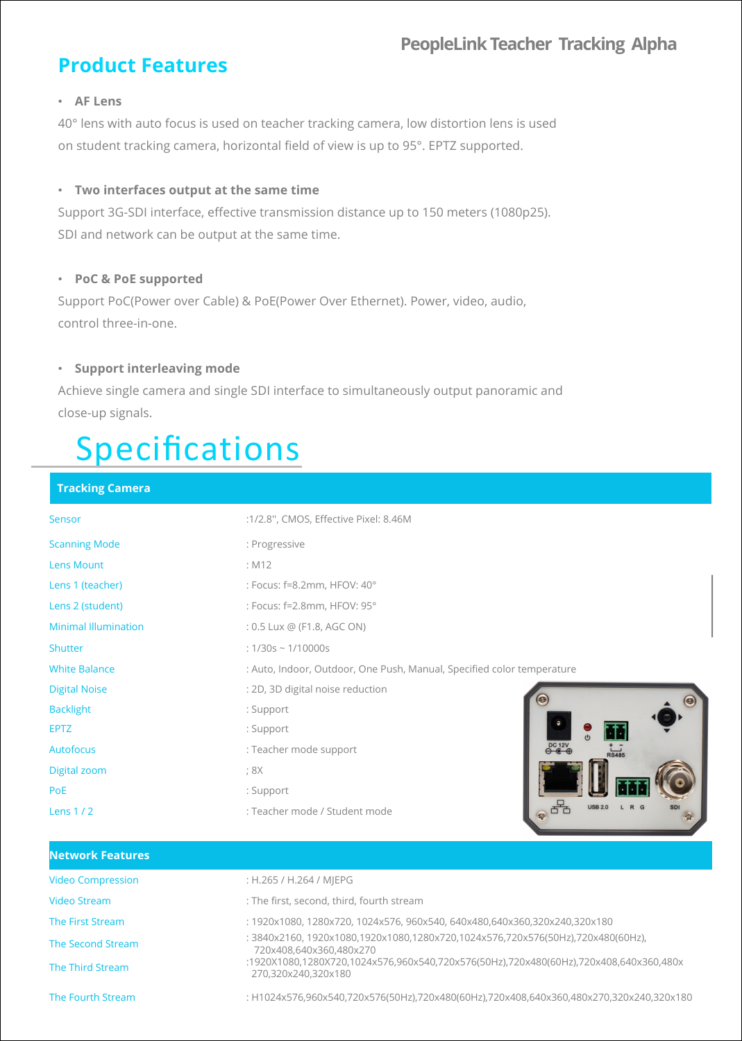## Product Features

- **AF Lens**

40° lens with auto focus is used on teacher tracking camera, low distortion lens is used on student tracking camera, horizontal field of view is up to 95°. EPTZ supported.

- **Two interfaces output at the same time**

Support 3G-SDI interface, effective transmission distance up to 150 meters (1080p25). SDI and network can be output at the same time.

- **PoC & PoE supported**

Support PoC(Power over Cable) & PoE(Power Over Ethernet). Power, video, audio, control three-in-one.

- **Support interleaving mode**

Achieve single camera and single SDI interface to simultaneously output panoramic and close-up signals.

# Specifications

| Tracking Camera | |
|---|---|
| Sensor | :1/2.8'', CMOS, Effective Pixel: 8.46M |
| Scanning Mode | : Progressive |
| Lens Mount | : M12 |
| Lens 1 (teacher) | : Focus: f=8.2mm, HFOV: 40° |
| Lens 2 (student) | : Focus: f=2.8mm, HFOV: 95° |
| Minimal Illumination | : 0.5 Lux @ (F1.8, AGC ON) |
| Shutter | : 1/30s ~ 1/10000s |
| White Balance | : Auto, Indoor, Outdoor, One Push, Manual, Specified color temperature |
| Digital Noise | : 2D, 3D digital noise reduction |
| Backlight | : Support |
| EPTZ | : Support |
| Autofocus | : Teacher mode support |
| Digital zoom | ; 8X |
| PoE | : Support |
| Lens 1 / 2 | : Teacher mode / Student mode |

| Network Features | |
|---|---|
| Video Compression | : H.265 / H.264 / MJEPG |
| Video Stream | : The first, second, third, fourth stream |
| The First Stream | : 1920x1080, 1280x720, 1024x576, 960x540, 640x480,640x360,320x240,320x180 |
| The Second Stream | : 3840x2160, 1920x1080,1920x1080,1280x720,1024x576,720x576(50Hz),720x480(60Hz), 720x408,640x360,480x270 |
| The Third Stream | :1920X1080,1280X720,1024x576,960x540,720x576(50Hz),720x480(60Hz),720x408,640x360,480x 270,320x240,320x180 |
| The Fourth Stream | : H1024x576,960x540,720x576(50Hz),720x480(60Hz),720x408,640x360,480x270,320x240,320x180 |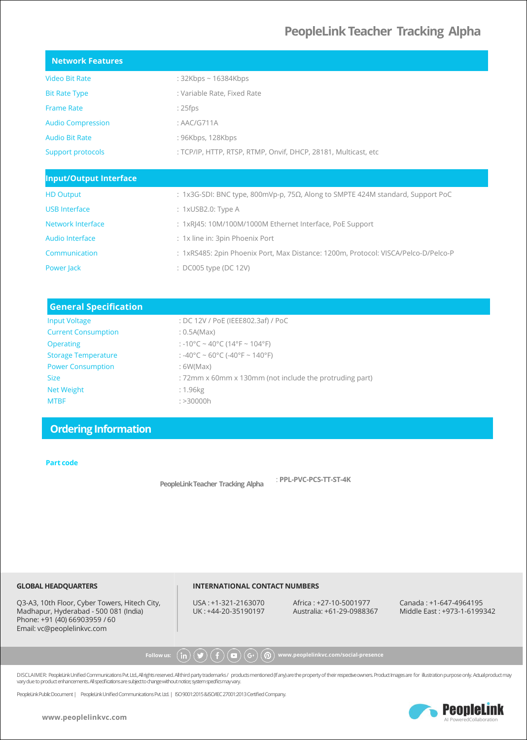# PeopleLink Teacher Tracking Alpha

## Network Features

| | |
|---|---|
| Video Bit Rate | : 32Kbps ~ 16384Kbps |
| Bit Rate Type | : Variable Rate, Fixed Rate |
| Frame Rate | : 25fps |
| Audio Compression | : AAC/G711A |
| Audio Bit Rate | : 96Kbps, 128Kbps |
| Support protocols | : TCP/IP, HTTP, RTSP, RTMP, Onvif, DHCP, 28181, Multicast, etc |

## Input/Output Interface

| | |
|---|---|
| HD Output | : 1x3G-SDI: BNC type, 800mVp-p, 75Ω, Along to SMPTE 424M standard, Support PoC |
| USB Interface | : 1xUSB2.0: Type A |
| Network Interface | : 1xRJ45: 10M/100M/1000M Ethernet Interface, PoE Support |
| Audio Interface | : 1x line in: 3pin Phoenix Port |
| Communication | : 1xRS485: 2pin Phoenix Port, Max Distance: 1200m, Protocol: VISCA/Pelco-D/Pelco-P |
| Power Jack | : DC005 type (DC 12V) |

## General Specification

| | |
|---|---|
| Input Voltage | : DC 12V / PoE (IEEE802.3af) / PoC |
| Current Consumption | : 0.5A(Max) |
| Operating | : -10°C ~ 40°C (14°F ~ 104°F) |
| Storage Temperature | : -40°C ~ 60°C (-40°F ~ 140°F) |
| Power Consumption | : 6W(Max) |
| Size | : 72mm x 60mm x 130mm (not include the protruding part) |
| Net Weight | : 1.96kg |
| MTBF | : >30000h |

## Ordering Information

**Part code**

| | |
|---|---|
| PeopleLink Teacher Tracking Alpha | : **PPL-PVC-PCS-TT-ST-4K** |

**GLOBAL HEADQUARTERS**

Q3-A3, 10th Floor, Cyber Towers, Hitech City,
Madhapur, Hyderabad - 500 081 (India)
Phone: +91 (40) 66903959 / 60
Email: vc@peoplelinkvc.com

**INTERNATIONAL CONTACT NUMBERS**

USA : +1-321-2163070
UK : +44-20-35190197
Africa : +27-10-5001977
Australia: +61-29-0988367
Canada : +1-647-4964195
Middle East : +973-1-6199342

Follow us: www.peoplelinkvc.com/social-presence

DISCLAIMER: PeopleLink Unified Communications Pvt. Ltd., All rights reserved. All third party trademarks / products mentioned (if any) are the property of their respective owners. Product Images are for illustration purpose only. Actual product may vary due to product enhancements. All specifications are subject to change without notice; system specifics may vary.

PeopleLink Public Document | PeopleLink Unified Communications Pvt. Ltd. | ISO 9001:2015 & ISO/IEC 27001:2013 Certified Company.

www.peoplelinkvc.com

PeopleLink
AI Powered Collaboration